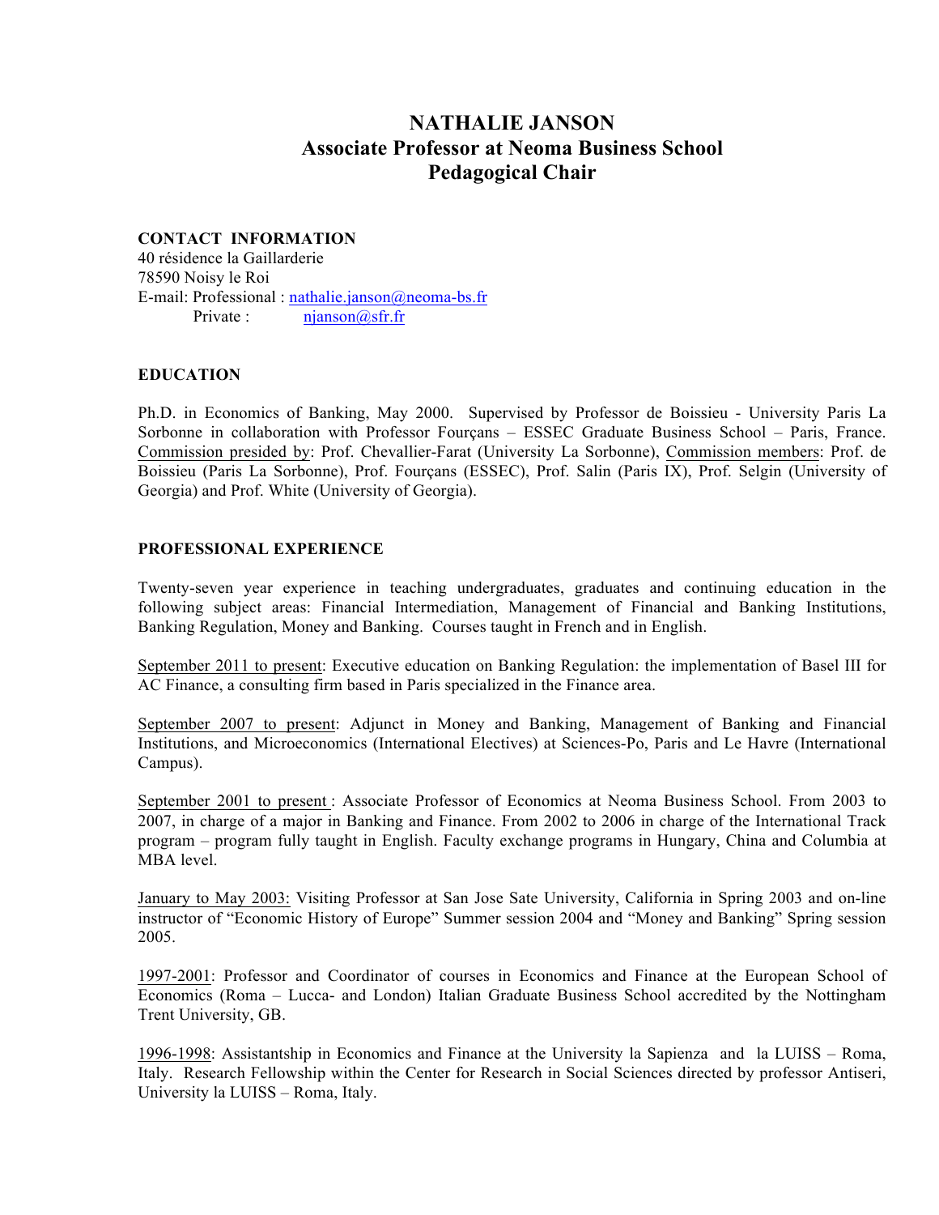# NATHALIE JANSON
## Associate Professor at Neoma Business School
## Pedagogical Chair

**CONTACT INFORMATION**
40 résidence la Gaillarderie
78590 Noisy le Roi
E-mail: Professional : nathalie.janson@neoma-bs.fr
Private : njanson@sfr.fr

**EDUCATION**

Ph.D. in Economics of Banking, May 2000. Supervised by Professor de Boissieu - University Paris La Sorbonne in collaboration with Professor Fourçans – ESSEC Graduate Business School – Paris, France. Commission presided by: Prof. Chevallier-Farat (University La Sorbonne), Commission members: Prof. de Boissieu (Paris La Sorbonne), Prof. Fourçans (ESSEC), Prof. Salin (Paris IX), Prof. Selgin (University of Georgia) and Prof. White (University of Georgia).

**PROFESSIONAL EXPERIENCE**

Twenty-seven year experience in teaching undergraduates, graduates and continuing education in the following subject areas: Financial Intermediation, Management of Financial and Banking Institutions, Banking Regulation, Money and Banking. Courses taught in French and in English.

September 2011 to present: Executive education on Banking Regulation: the implementation of Basel III for AC Finance, a consulting firm based in Paris specialized in the Finance area.

September 2007 to present: Adjunct in Money and Banking, Management of Banking and Financial Institutions, and Microeconomics (International Electives) at Sciences-Po, Paris and Le Havre (International Campus).

September 2001 to present : Associate Professor of Economics at Neoma Business School. From 2003 to 2007, in charge of a major in Banking and Finance. From 2002 to 2006 in charge of the International Track program – program fully taught in English. Faculty exchange programs in Hungary, China and Columbia at MBA level.

January to May 2003: Visiting Professor at San Jose Sate University, California in Spring 2003 and on-line instructor of "Economic History of Europe" Summer session 2004 and "Money and Banking" Spring session 2005.

1997-2001: Professor and Coordinator of courses in Economics and Finance at the European School of Economics (Roma – Lucca- and London) Italian Graduate Business School accredited by the Nottingham Trent University, GB.

1996-1998: Assistantship in Economics and Finance at the University la Sapienza and la LUISS – Roma, Italy. Research Fellowship within the Center for Research in Social Sciences directed by professor Antiseri, University la LUISS – Roma, Italy.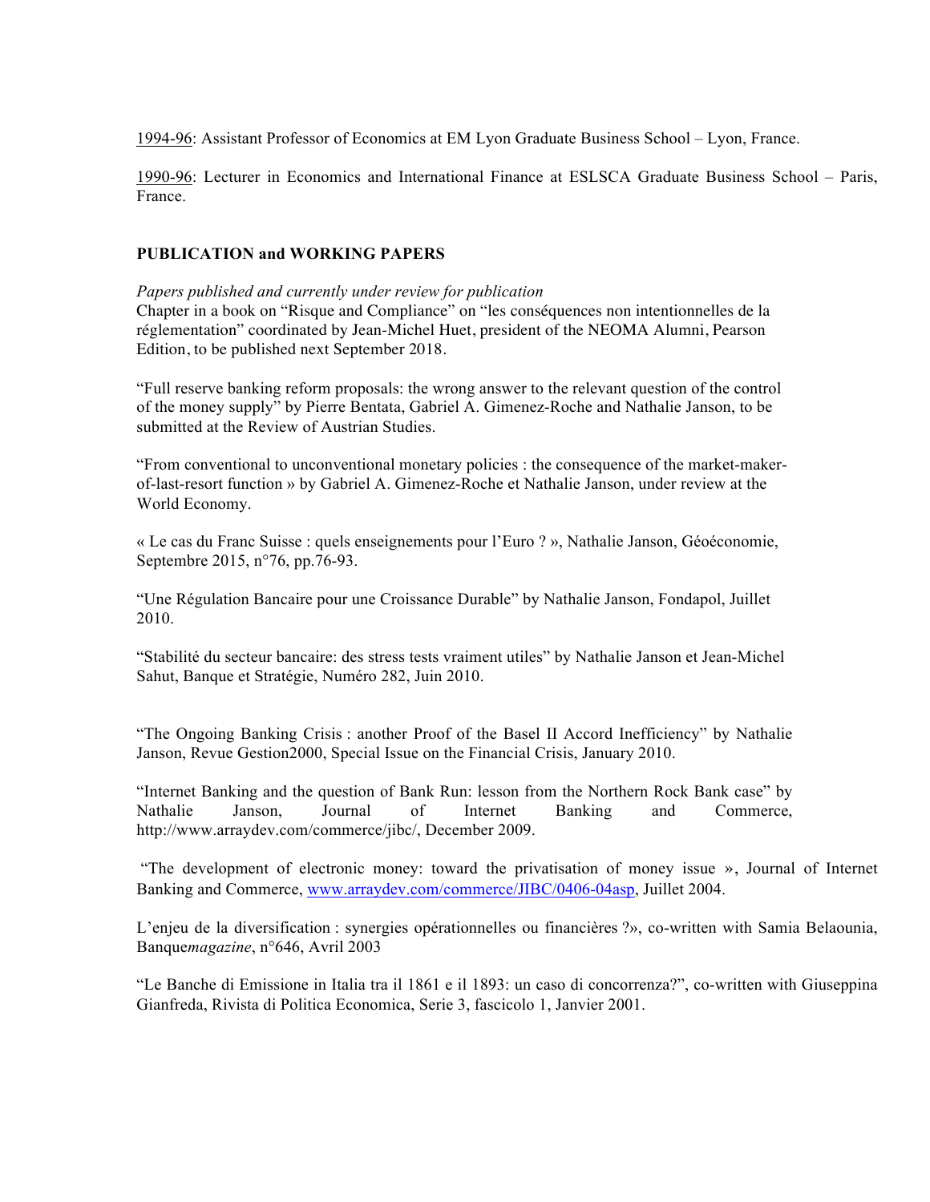1994-96: Assistant Professor of Economics at EM Lyon Graduate Business School – Lyon, France.

1990-96: Lecturer in Economics and International Finance at ESLSCA Graduate Business School – Paris, France.

## PUBLICATION and WORKING PAPERS

*Papers published and currently under review for publication*

Chapter in a book on "Risque and Compliance" on "les conséquences non intentionnelles de la réglementation" coordinated by Jean-Michel Huet, president of the NEOMA Alumni, Pearson Edition, to be published next September 2018.

"Full reserve banking reform proposals: the wrong answer to the relevant question of the control of the money supply" by Pierre Bentata, Gabriel A. Gimenez-Roche and Nathalie Janson, to be submitted at the Review of Austrian Studies.

"From conventional to unconventional monetary policies : the consequence of the market-maker-of-last-resort function » by Gabriel A. Gimenez-Roche et Nathalie Janson, under review at the World Economy.

« Le cas du Franc Suisse : quels enseignements pour l'Euro ? », Nathalie Janson, Géoéconomie, Septembre 2015, n°76, pp.76-93.

"Une Régulation Bancaire pour une Croissance Durable" by Nathalie Janson, Fondapol, Juillet 2010.

"Stabilité du secteur bancaire: des stress tests vraiment utiles" by Nathalie Janson et Jean-Michel Sahut, Banque et Stratégie, Numéro 282, Juin 2010.

"The Ongoing Banking Crisis : another Proof of the Basel II Accord Inefficiency" by Nathalie Janson, Revue Gestion2000, Special Issue on the Financial Crisis, January 2010.

"Internet Banking and the question of Bank Run: lesson from the Northern Rock Bank case" by Nathalie Janson, Journal of Internet Banking and Commerce, http://www.arraydev.com/commerce/jibc/, December 2009.

"The development of electronic money: toward the privatisation of money issue », Journal of Internet Banking and Commerce, www.arraydev.com/commerce/JIBC/0406-04asp, Juillet 2004.

L'enjeu de la diversification : synergies opérationnelles ou financières ?», co-written with Samia Belaounia, Banque*magazine*, n°646, Avril 2003

"Le Banche di Emissione in Italia tra il 1861 e il 1893: un caso di concorrenza?", co-written with Giuseppina Gianfreda, Rivista di Politica Economica, Serie 3, fascicolo 1, Janvier 2001.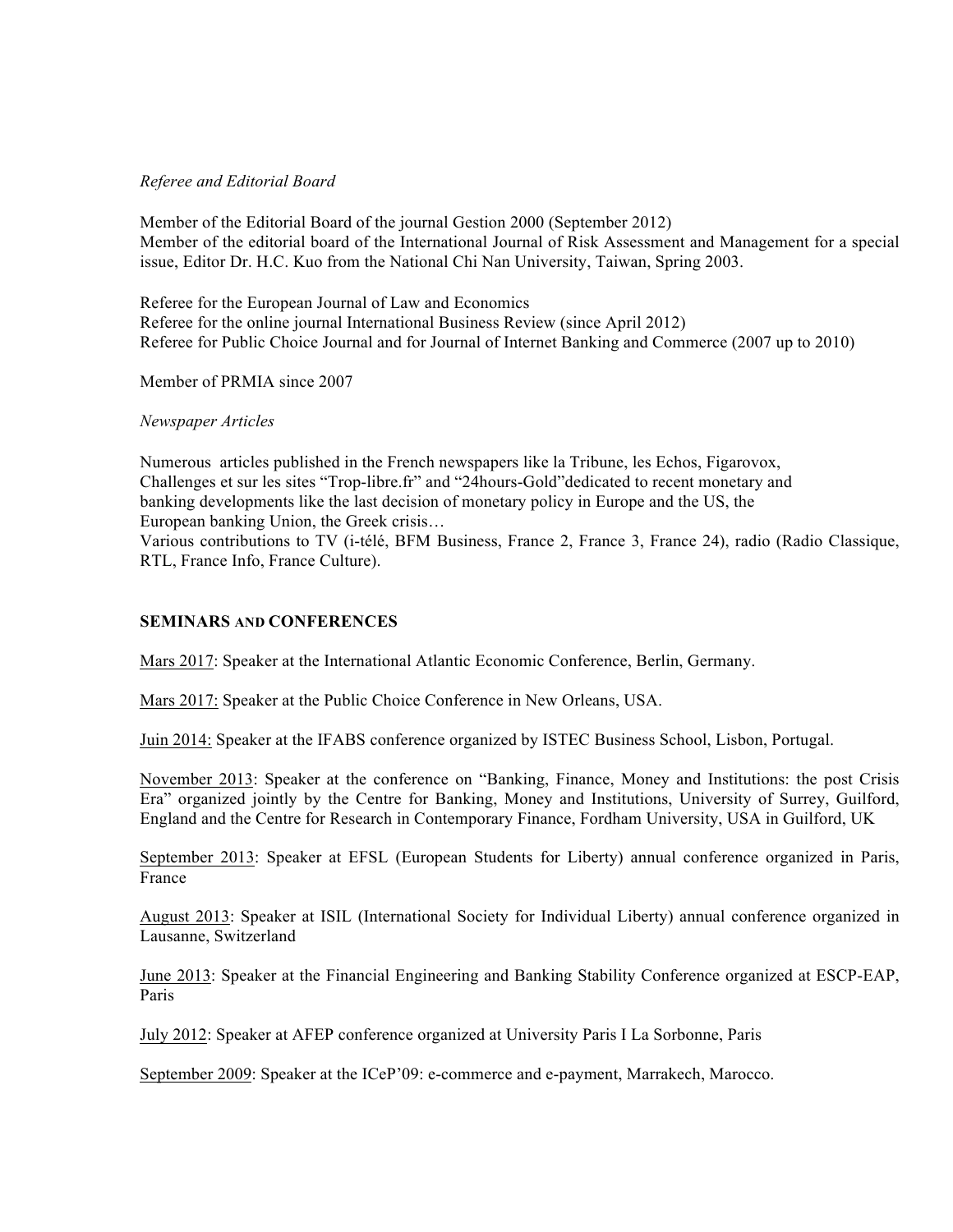*Referee and Editorial Board*

Member of the Editorial Board of the journal Gestion 2000 (September 2012)
Member of the editorial board of the International Journal of Risk Assessment and Management for a special issue, Editor Dr. H.C. Kuo from the National Chi Nan University, Taiwan, Spring 2003.

Referee for the European Journal of Law and Economics
Referee for the online journal International Business Review (since April 2012)
Referee for Public Choice Journal and for Journal of Internet Banking and Commerce (2007 up to 2010)

Member of PRMIA since 2007

*Newspaper Articles*

Numerous articles published in the French newspapers like la Tribune, les Echos, Figarovox, Challenges et sur les sites "Trop-libre.fr" and "24hours-Gold"dedicated to recent monetary and banking developments like the last decision of monetary policy in Europe and the US, the European banking Union, the Greek crisis…
Various contributions to TV (i-télé, BFM Business, France 2, France 3, France 24), radio (Radio Classique, RTL, France Info, France Culture).

## SEMINARS AND CONFERENCES

Mars 2017: Speaker at the International Atlantic Economic Conference, Berlin, Germany.

Mars 2017: Speaker at the Public Choice Conference in New Orleans, USA.

Juin 2014: Speaker at the IFABS conference organized by ISTEC Business School, Lisbon, Portugal.

November 2013: Speaker at the conference on "Banking, Finance, Money and Institutions: the post Crisis Era" organized jointly by the Centre for Banking, Money and Institutions, University of Surrey, Guilford, England and the Centre for Research in Contemporary Finance, Fordham University, USA in Guilford, UK

September 2013: Speaker at EFSL (European Students for Liberty) annual conference organized in Paris, France

August 2013: Speaker at ISIL (International Society for Individual Liberty) annual conference organized in Lausanne, Switzerland

June 2013: Speaker at the Financial Engineering and Banking Stability Conference organized at ESCP-EAP, Paris

July 2012: Speaker at AFEP conference organized at University Paris I La Sorbonne, Paris

September 2009: Speaker at the ICeP'09: e-commerce and e-payment, Marrakech, Marocco.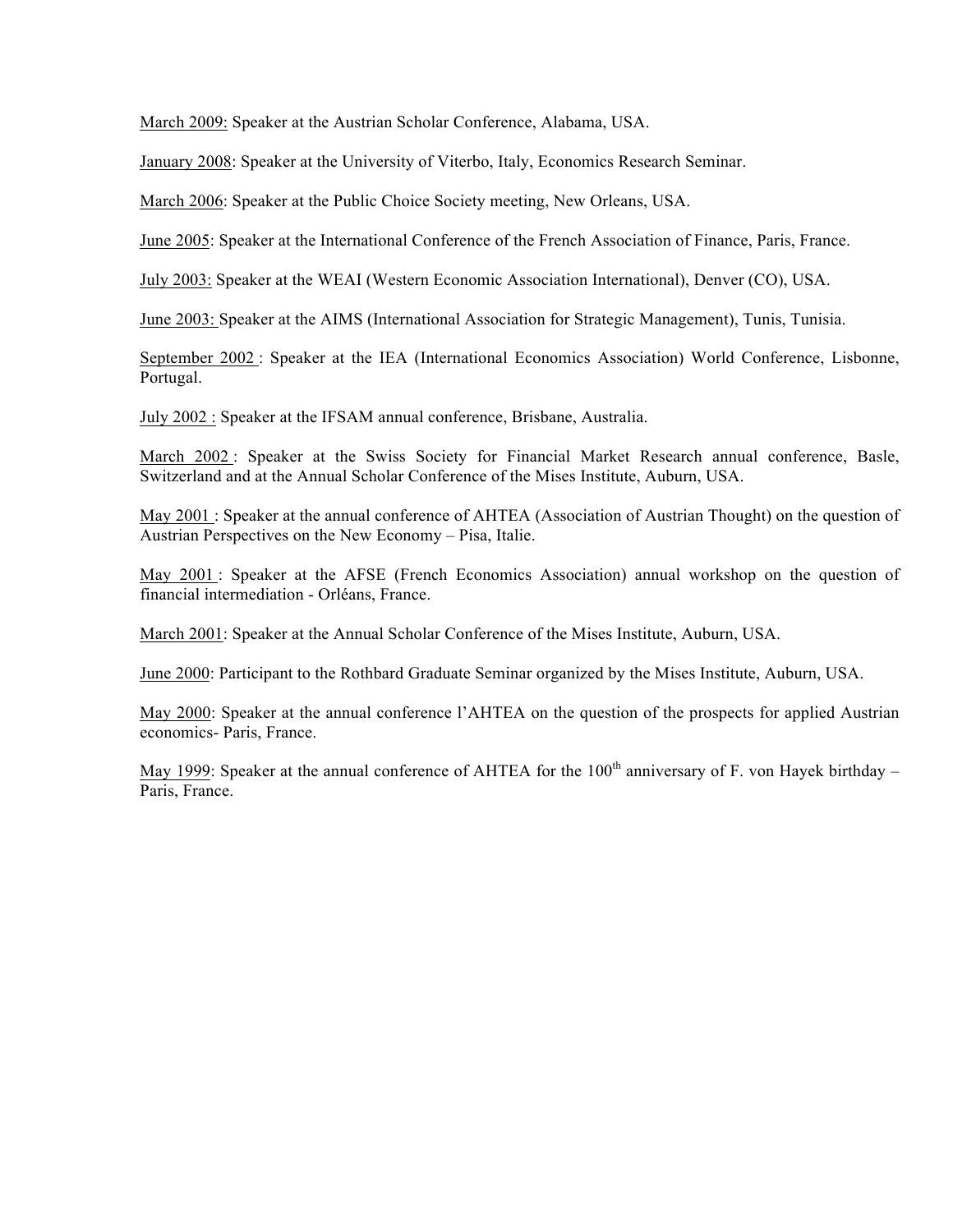March 2009: Speaker at the Austrian Scholar Conference, Alabama, USA.

January 2008: Speaker at the University of Viterbo, Italy, Economics Research Seminar.

March 2006: Speaker at the Public Choice Society meeting, New Orleans, USA.

June 2005: Speaker at the International Conference of the French Association of Finance, Paris, France.

July 2003: Speaker at the WEAI (Western Economic Association International), Denver (CO), USA.

June 2003: Speaker at the AIMS (International Association for Strategic Management), Tunis, Tunisia.

September 2002 : Speaker at the IEA (International Economics Association) World Conference, Lisbonne, Portugal.

July 2002 : Speaker at the IFSAM annual conference, Brisbane, Australia.

March 2002 : Speaker at the Swiss Society for Financial Market Research annual conference, Basle, Switzerland and at the Annual Scholar Conference of the Mises Institute, Auburn, USA.

May 2001 : Speaker at the annual conference of AHTEA (Association of Austrian Thought) on the question of Austrian Perspectives on the New Economy – Pisa, Italie.

May 2001 : Speaker at the AFSE (French Economics Association) annual workshop on the question of financial intermediation - Orléans, France.

March 2001: Speaker at the Annual Scholar Conference of the Mises Institute, Auburn, USA.

June 2000: Participant to the Rothbard Graduate Seminar organized by the Mises Institute, Auburn, USA.

May 2000: Speaker at the annual conference l'AHTEA on the question of the prospects for applied Austrian economics- Paris, France.

May 1999: Speaker at the annual conference of AHTEA for the 100th anniversary of F. von Hayek birthday – Paris, France.